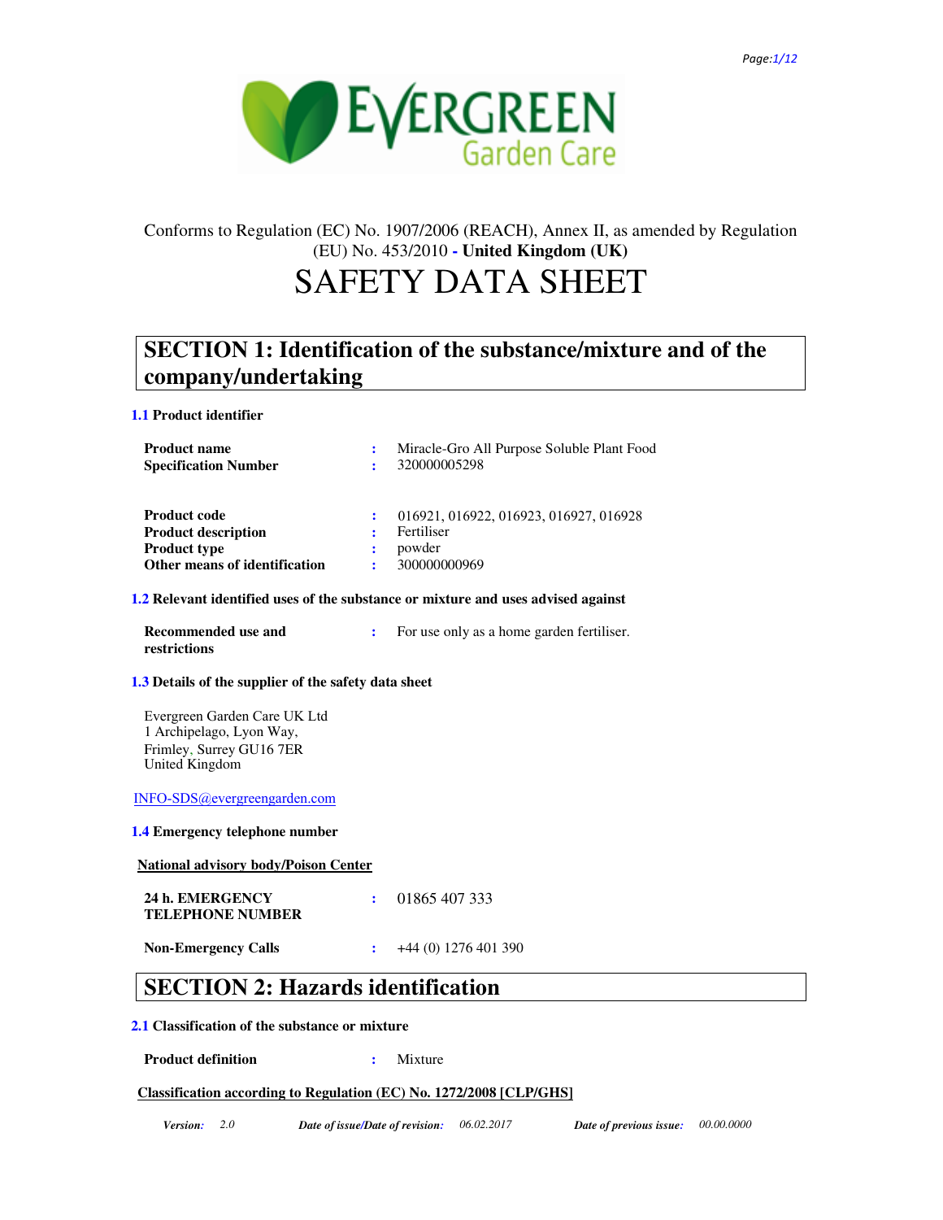Conforms to Regulation (EC) No. 1907/2006 (REACH), Annex II, as amended by Regulation (EU) No. 453/2010 - **United Kingdom (UK)**

# SAFETY DATA SHEET

## SECTION 1: Identification of the substance/mixture and of the company/undertaking

### 1.1 Product identifier

| | | |
|---|---|---|
| **Product name** | : | Miracle-Gro All Purpose Soluble Plant Food |
| **Specification Number** | : | 320000005298 |
| **Product code** | : | 016921, 016922, 016923, 016927, 016928 |
| **Product description** | : | Fertiliser |
| **Product type** | : | powder |
| **Other means of identification** | : | 300000000969 |

### 1.2 Relevant identified uses of the substance or mixture and uses advised against

| | | |
|---|---|---|
| **Recommended use and restrictions** | : | For use only as a home garden fertiliser. |

### 1.3 Details of the supplier of the safety data sheet

Evergreen Garden Care UK Ltd
1 Archipelago, Lyon Way,
Frimley, Surrey GU16 7ER
United Kingdom

INFO-SDS@evergreengarden.com

### 1.4 Emergency telephone number

**National advisory body/Poison Center**

| | | |
|---|---|---|
| **24 h. EMERGENCY TELEPHONE NUMBER** | : | 01865 407 333 |
| **Non-Emergency Calls** | : | +44 (0) 1276 401 390 |

## SECTION 2: Hazards identification

### 2.1 Classification of the substance or mixture

| | | |
|---|---|---|
| **Product definition** | : | Mixture |

**Classification according to Regulation (EC) No. 1272/2008 [CLP/GHS]**

*Version:* 2.0 *Date of issue/Date of revision:* 06.02.2017 *Date of previous issue:* 00.00.0000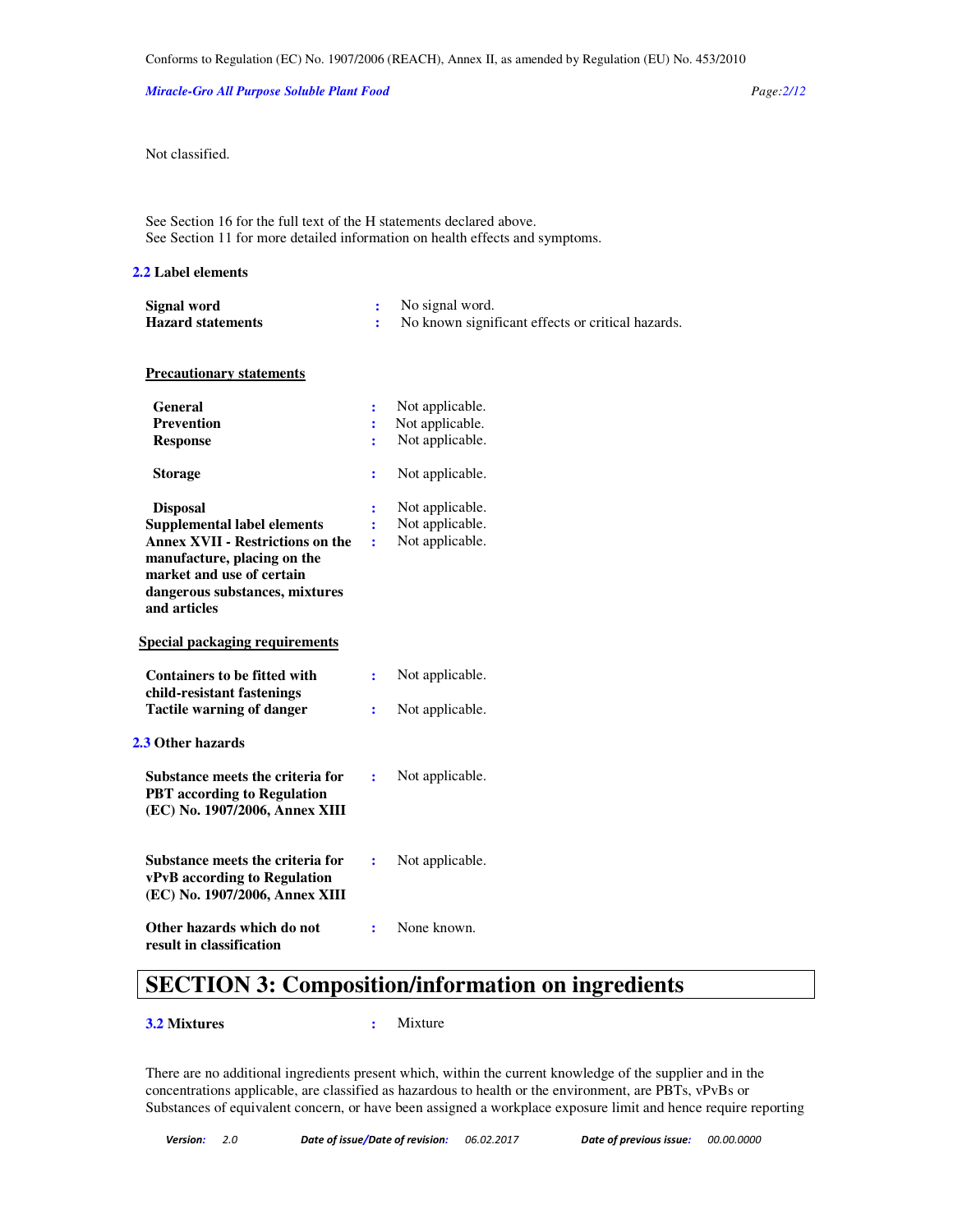Not classified.

See Section 16 for the full text of the H statements declared above.
See Section 11 for more detailed information on health effects and symptoms.

### 2.2 Label elements

| | | |
|---|---|---|
| **Signal word** | : | No signal word. |
| **Hazard statements** | : | No known significant effects or critical hazards. |

**Precautionary statements**

| | | |
|---|---|---|
| **General** | : | Not applicable. |
| **Prevention** | : | Not applicable. |
| **Response** | : | Not applicable. |
| **Storage** | : | Not applicable. |
| **Disposal** | : | Not applicable. |
| **Supplemental label elements** | : | Not applicable. |
| **Annex XVII - Restrictions on the manufacture, placing on the market and use of certain dangerous substances, mixtures and articles** | : | Not applicable. |

**Special packaging requirements**

| | | |
|---|---|---|
| **Containers to be fitted with child-resistant fastenings** | : | Not applicable. |
| **Tactile warning of danger** | : | Not applicable. |

### 2.3 Other hazards

| | | |
|---|---|---|
| **Substance meets the criteria for PBT according to Regulation (EC) No. 1907/2006, Annex XIII** | : | Not applicable. |
| **Substance meets the criteria for vPvB according to Regulation (EC) No. 1907/2006, Annex XIII** | : | Not applicable. |
| **Other hazards which do not result in classification** | : | None known. |

## SECTION 3: Composition/information on ingredients

| | | |
|---|---|---|
| **3.2 Mixtures** | : | Mixture |

There are no additional ingredients present which, within the current knowledge of the supplier and in the concentrations applicable, are classified as hazardous to health or the environment, are PBTs, vPvBs or Substances of equivalent concern, or have been assigned a workplace exposure limit and hence require reporting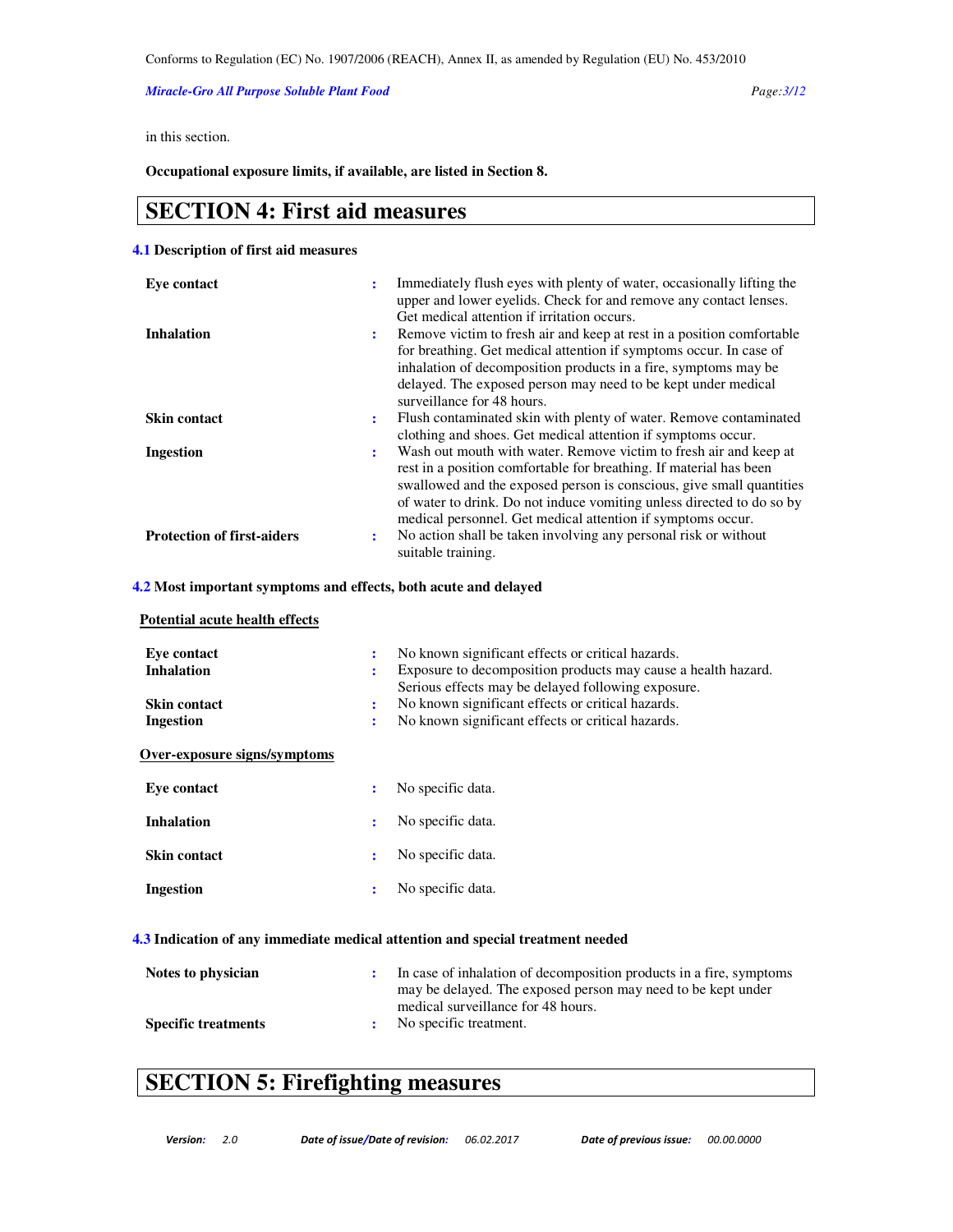in this section.

**Occupational exposure limits, if available, are listed in Section 8.**

# SECTION 4: First aid measures

### 4.1 Description of first aid measures

| | | |
|---|---|---|
| **Eye contact** | : | Immediately flush eyes with plenty of water, occasionally lifting the upper and lower eyelids. Check for and remove any contact lenses. Get medical attention if irritation occurs. |
| **Inhalation** | : | Remove victim to fresh air and keep at rest in a position comfortable for breathing. Get medical attention if symptoms occur. In case of inhalation of decomposition products in a fire, symptoms may be delayed. The exposed person may need to be kept under medical surveillance for 48 hours. |
| **Skin contact** | : | Flush contaminated skin with plenty of water. Remove contaminated clothing and shoes. Get medical attention if symptoms occur. |
| **Ingestion** | : | Wash out mouth with water. Remove victim to fresh air and keep at rest in a position comfortable for breathing. If material has been swallowed and the exposed person is conscious, give small quantities of water to drink. Do not induce vomiting unless directed to do so by medical personnel. Get medical attention if symptoms occur. |
| **Protection of first-aiders** | : | No action shall be taken involving any personal risk or without suitable training. |

### 4.2 Most important symptoms and effects, both acute and delayed

**Potential acute health effects**

| | | |
|---|---|---|
| **Eye contact** | : | No known significant effects or critical hazards. |
| **Inhalation** | : | Exposure to decomposition products may cause a health hazard. Serious effects may be delayed following exposure. |
| **Skin contact** | : | No known significant effects or critical hazards. |
| **Ingestion** | : | No known significant effects or critical hazards. |

**Over-exposure signs/symptoms**

| | | |
|---|---|---|
| **Eye contact** | : | No specific data. |
| **Inhalation** | : | No specific data. |
| **Skin contact** | : | No specific data. |
| **Ingestion** | : | No specific data. |

### 4.3 Indication of any immediate medical attention and special treatment needed

| | | |
|---|---|---|
| **Notes to physician** | : | In case of inhalation of decomposition products in a fire, symptoms may be delayed. The exposed person may need to be kept under medical surveillance for 48 hours. |
| **Specific treatments** | : | No specific treatment. |

# SECTION 5: Firefighting measures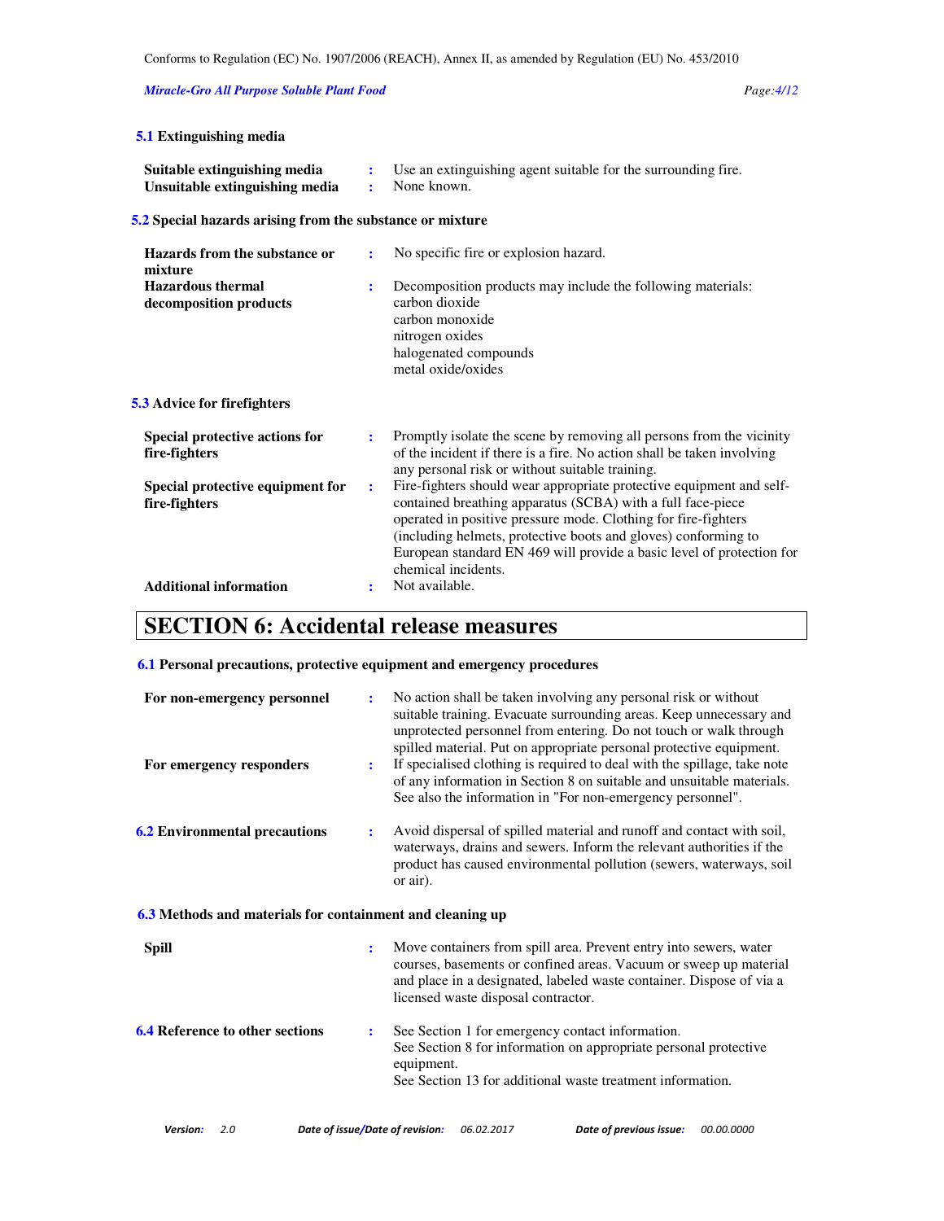### 5.1 Extinguishing media

| | | |
|---|---|---|
| **Suitable extinguishing media** | : | Use an extinguishing agent suitable for the surrounding fire. |
| **Unsuitable extinguishing media** | : | None known. |

### 5.2 Special hazards arising from the substance or mixture

| | | |
|---|---|---|
| **Hazards from the substance or mixture** | : | No specific fire or explosion hazard. |
| **Hazardous thermal decomposition products** | : | Decomposition products may include the following materials:<br>carbon dioxide<br>carbon monoxide<br>nitrogen oxides<br>halogenated compounds<br>metal oxide/oxides |

### 5.3 Advice for firefighters

| | | |
|---|---|---|
| **Special protective actions for fire-fighters** | : | Promptly isolate the scene by removing all persons from the vicinity of the incident if there is a fire. No action shall be taken involving any personal risk or without suitable training. |
| **Special protective equipment for fire-fighters** | : | Fire-fighters should wear appropriate protective equipment and self-contained breathing apparatus (SCBA) with a full face-piece operated in positive pressure mode. Clothing for fire-fighters (including helmets, protective boots and gloves) conforming to European standard EN 469 will provide a basic level of protection for chemical incidents. |
| **Additional information** | : | Not available. |

# SECTION 6: Accidental release measures

### 6.1 Personal precautions, protective equipment and emergency procedures

| | | |
|---|---|---|
| **For non-emergency personnel** | : | No action shall be taken involving any personal risk or without suitable training. Evacuate surrounding areas. Keep unnecessary and unprotected personnel from entering. Do not touch or walk through spilled material. Put on appropriate personal protective equipment. |
| **For emergency responders** | : | If specialised clothing is required to deal with the spillage, take note of any information in Section 8 on suitable and unsuitable materials. See also the information in "For non-emergency personnel". |

| | | |
|---|---|---|
| **6.2 Environmental precautions** | : | Avoid dispersal of spilled material and runoff and contact with soil, waterways, drains and sewers. Inform the relevant authorities if the product has caused environmental pollution (sewers, waterways, soil or air). |

### 6.3 Methods and materials for containment and cleaning up

| | | |
|---|---|---|
| **Spill** | : | Move containers from spill area. Prevent entry into sewers, water courses, basements or confined areas. Vacuum or sweep up material and place in a designated, labeled waste container. Dispose of via a licensed waste disposal contractor. |

| | | |
|---|---|---|
| **6.4 Reference to other sections** | : | See Section 1 for emergency contact information.<br>See Section 8 for information on appropriate personal protective equipment.<br>See Section 13 for additional waste treatment information. |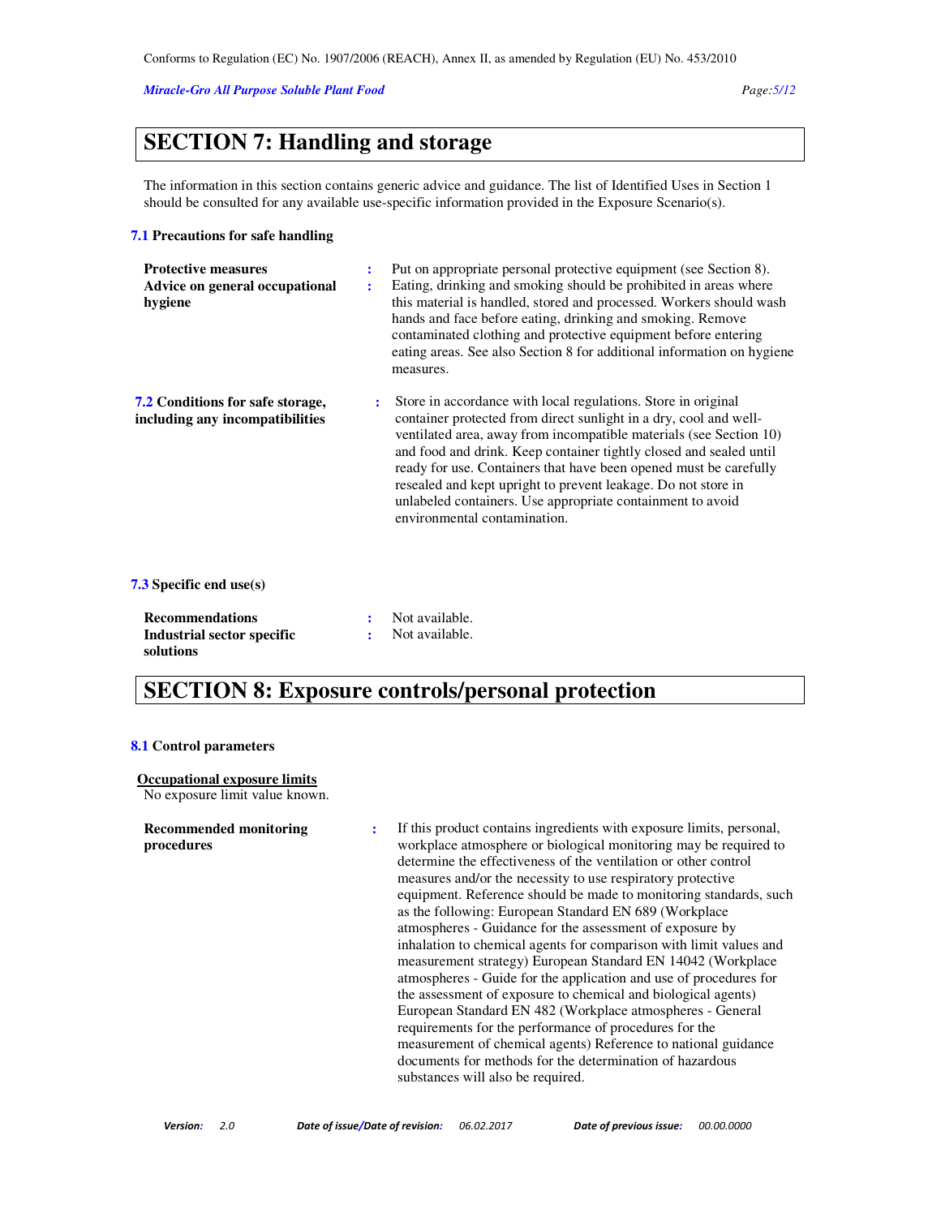# SECTION 7: Handling and storage

The information in this section contains generic advice and guidance. The list of Identified Uses in Section 1 should be consulted for any available use-specific information provided in the Exposure Scenario(s).

### 7.1 Precautions for safe handling

**Protective measures** : Put on appropriate personal protective equipment (see Section 8).

**Advice on general occupational hygiene** : Eating, drinking and smoking should be prohibited in areas where this material is handled, stored and processed. Workers should wash hands and face before eating, drinking and smoking. Remove contaminated clothing and protective equipment before entering eating areas. See also Section 8 for additional information on hygiene measures.

### 7.2 Conditions for safe storage, including any incompatibilities

: Store in accordance with local regulations. Store in original container protected from direct sunlight in a dry, cool and well-ventilated area, away from incompatible materials (see Section 10) and food and drink. Keep container tightly closed and sealed until ready for use. Containers that have been opened must be carefully resealed and kept upright to prevent leakage. Do not store in unlabeled containers. Use appropriate containment to avoid environmental contamination.

### 7.3 Specific end use(s)

**Recommendations** : Not available.

**Industrial sector specific solutions** : Not available.

# SECTION 8: Exposure controls/personal protection

### 8.1 Control parameters

**Occupational exposure limits**

No exposure limit value known.

**Recommended monitoring procedures** : If this product contains ingredients with exposure limits, personal, workplace atmosphere or biological monitoring may be required to determine the effectiveness of the ventilation or other control measures and/or the necessity to use respiratory protective equipment. Reference should be made to monitoring standards, such as the following: European Standard EN 689 (Workplace atmospheres - Guidance for the assessment of exposure by inhalation to chemical agents for comparison with limit values and measurement strategy) European Standard EN 14042 (Workplace atmospheres - Guide for the application and use of procedures for the assessment of exposure to chemical and biological agents) European Standard EN 482 (Workplace atmospheres - General requirements for the performance of procedures for the measurement of chemical agents) Reference to national guidance documents for methods for the determination of hazardous substances will also be required.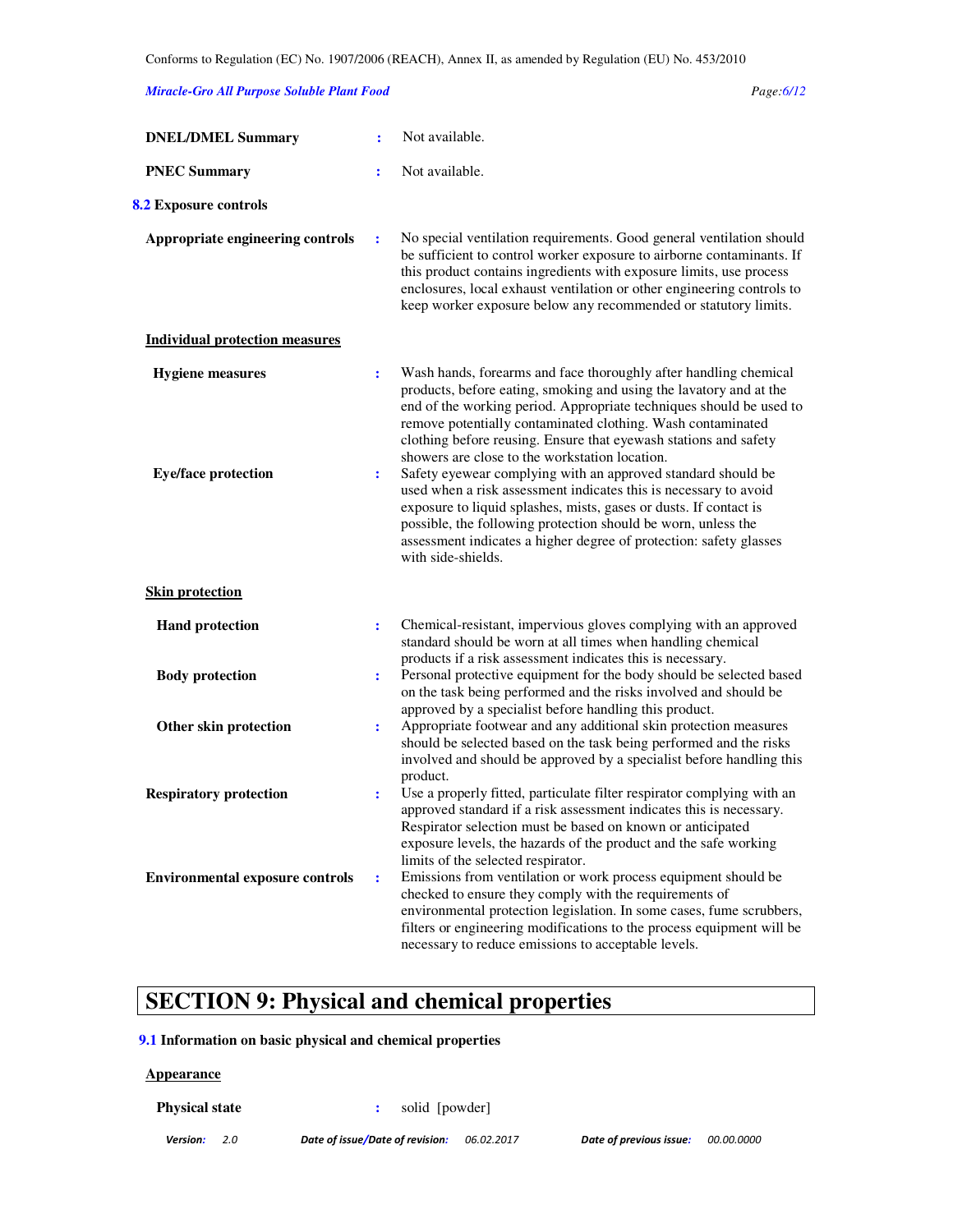**DNEL/DMEL Summary** : Not available.

**PNEC Summary** : Not available.

## 8.2 Exposure controls

**Appropriate engineering controls** : No special ventilation requirements. Good general ventilation should be sufficient to control worker exposure to airborne contaminants. If this product contains ingredients with exposure limits, use process enclosures, local exhaust ventilation or other engineering controls to keep worker exposure below any recommended or statutory limits.

### Individual protection measures

**Hygiene measures** : Wash hands, forearms and face thoroughly after handling chemical products, before eating, smoking and using the lavatory and at the end of the working period. Appropriate techniques should be used to remove potentially contaminated clothing. Wash contaminated clothing before reusing. Ensure that eyewash stations and safety showers are close to the workstation location.

**Eye/face protection** : Safety eyewear complying with an approved standard should be used when a risk assessment indicates this is necessary to avoid exposure to liquid splashes, mists, gases or dusts. If contact is possible, the following protection should be worn, unless the assessment indicates a higher degree of protection: safety glasses with side-shields.

### Skin protection

**Hand protection** : Chemical-resistant, impervious gloves complying with an approved standard should be worn at all times when handling chemical products if a risk assessment indicates this is necessary.

**Body protection** : Personal protective equipment for the body should be selected based on the task being performed and the risks involved and should be approved by a specialist before handling this product.

**Other skin protection** : Appropriate footwear and any additional skin protection measures should be selected based on the task being performed and the risks involved and should be approved by a specialist before handling this product.

**Respiratory protection** : Use a properly fitted, particulate filter respirator complying with an approved standard if a risk assessment indicates this is necessary. Respirator selection must be based on known or anticipated exposure levels, the hazards of the product and the safe working limits of the selected respirator.

**Environmental exposure controls** : Emissions from ventilation or work process equipment should be checked to ensure they comply with the requirements of environmental protection legislation. In some cases, fume scrubbers, filters or engineering modifications to the process equipment will be necessary to reduce emissions to acceptable levels.

# SECTION 9: Physical and chemical properties

## 9.1 Information on basic physical and chemical properties

### Appearance

**Physical state** : solid [powder]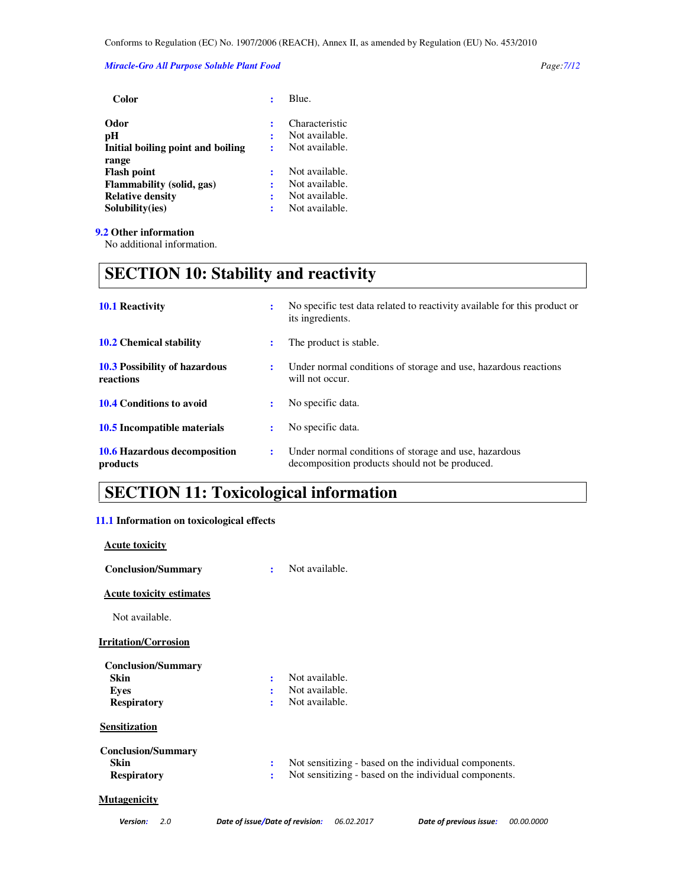| | | |
|---|---|---|
| **Color** | : | Blue. |
| **Odor** | : | Characteristic |
| **pH** | : | Not available. |
| **Initial boiling point and boiling range** | : | Not available. |
| **Flash point** | : | Not available. |
| **Flammability (solid, gas)** | : | Not available. |
| **Relative density** | : | Not available. |
| **Solubility(ies)** | : | Not available. |

**9.2 Other information**

No additional information.

# SECTION 10: Stability and reactivity

| | | |
|---|---|---|
| **10.1 Reactivity** | : | No specific test data related to reactivity available for this product or its ingredients. |
| **10.2 Chemical stability** | : | The product is stable. |
| **10.3 Possibility of hazardous reactions** | : | Under normal conditions of storage and use, hazardous reactions will not occur. |
| **10.4 Conditions to avoid** | : | No specific data. |
| **10.5 Incompatible materials** | : | No specific data. |
| **10.6 Hazardous decomposition products** | : | Under normal conditions of storage and use, hazardous decomposition products should not be produced. |

# SECTION 11: Toxicological information

**11.1 Information on toxicological effects**

**Acute toxicity**

**Conclusion/Summary** : Not available.

**Acute toxicity estimates**

Not available.

**Irritation/Corrosion**

**Conclusion/Summary**

| | | |
|---|---|---|
| **Skin** | : | Not available. |
| **Eyes** | : | Not available. |
| **Respiratory** | : | Not available. |

**Sensitization**

**Conclusion/Summary**

| | | |
|---|---|---|
| **Skin** | : | Not sensitizing - based on the individual components. |
| **Respiratory** | : | Not sensitizing - based on the individual components. |

**Mutagenicity**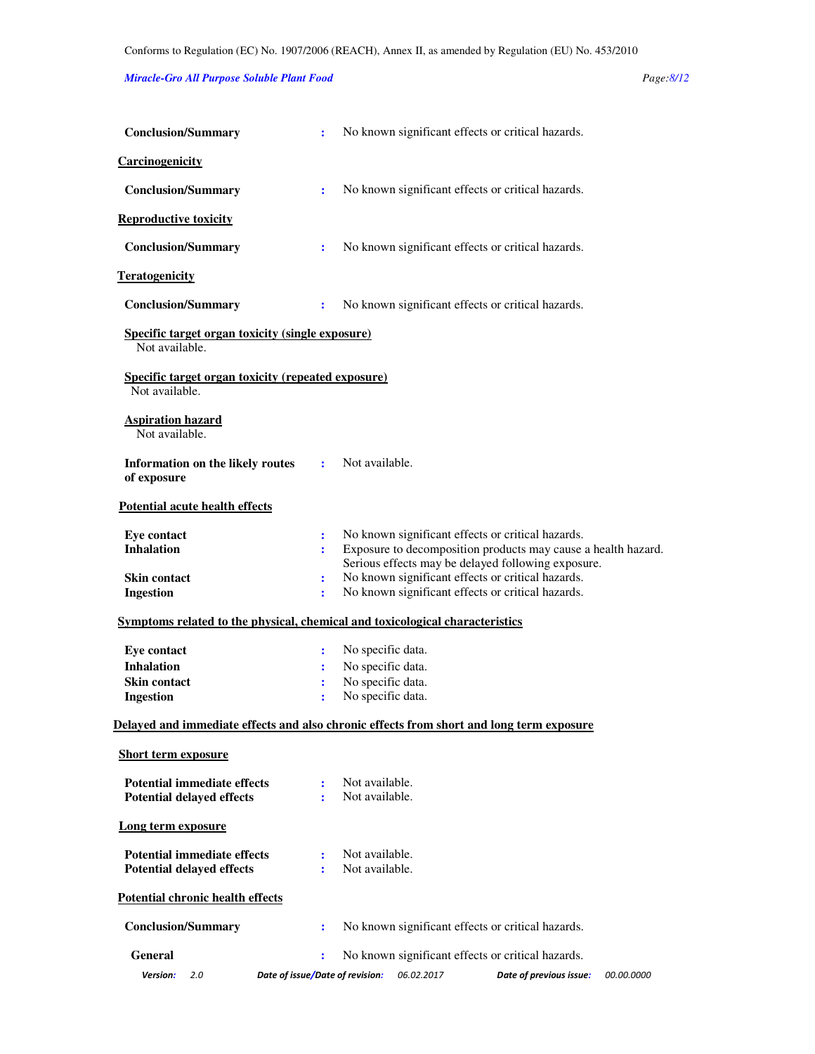**Conclusion/Summary** : No known significant effects or critical hazards.

**Carcinogenicity**

**Conclusion/Summary** : No known significant effects or critical hazards.

**Reproductive toxicity**

**Conclusion/Summary** : No known significant effects or critical hazards.

**Teratogenicity**

**Conclusion/Summary** : No known significant effects or critical hazards.

**Specific target organ toxicity (single exposure)**
Not available.

**Specific target organ toxicity (repeated exposure)**
Not available.

**Aspiration hazard**
Not available.

**Information on the likely routes of exposure** : Not available.

**Potential acute health effects**

**Eye contact** : No known significant effects or critical hazards.
**Inhalation** : Exposure to decomposition products may cause a health hazard. Serious effects may be delayed following exposure.
**Skin contact** : No known significant effects or critical hazards.
**Ingestion** : No known significant effects or critical hazards.

**Symptoms related to the physical, chemical and toxicological characteristics**

**Eye contact** : No specific data.
**Inhalation** : No specific data.
**Skin contact** : No specific data.
**Ingestion** : No specific data.

**Delayed and immediate effects and also chronic effects from short and long term exposure**

**Short term exposure**

**Potential immediate effects** : Not available.
**Potential delayed effects** : Not available.

**Long term exposure**

**Potential immediate effects** : Not available.
**Potential delayed effects** : Not available.

**Potential chronic health effects**

**Conclusion/Summary** : No known significant effects or critical hazards.

**General** : No known significant effects or critical hazards.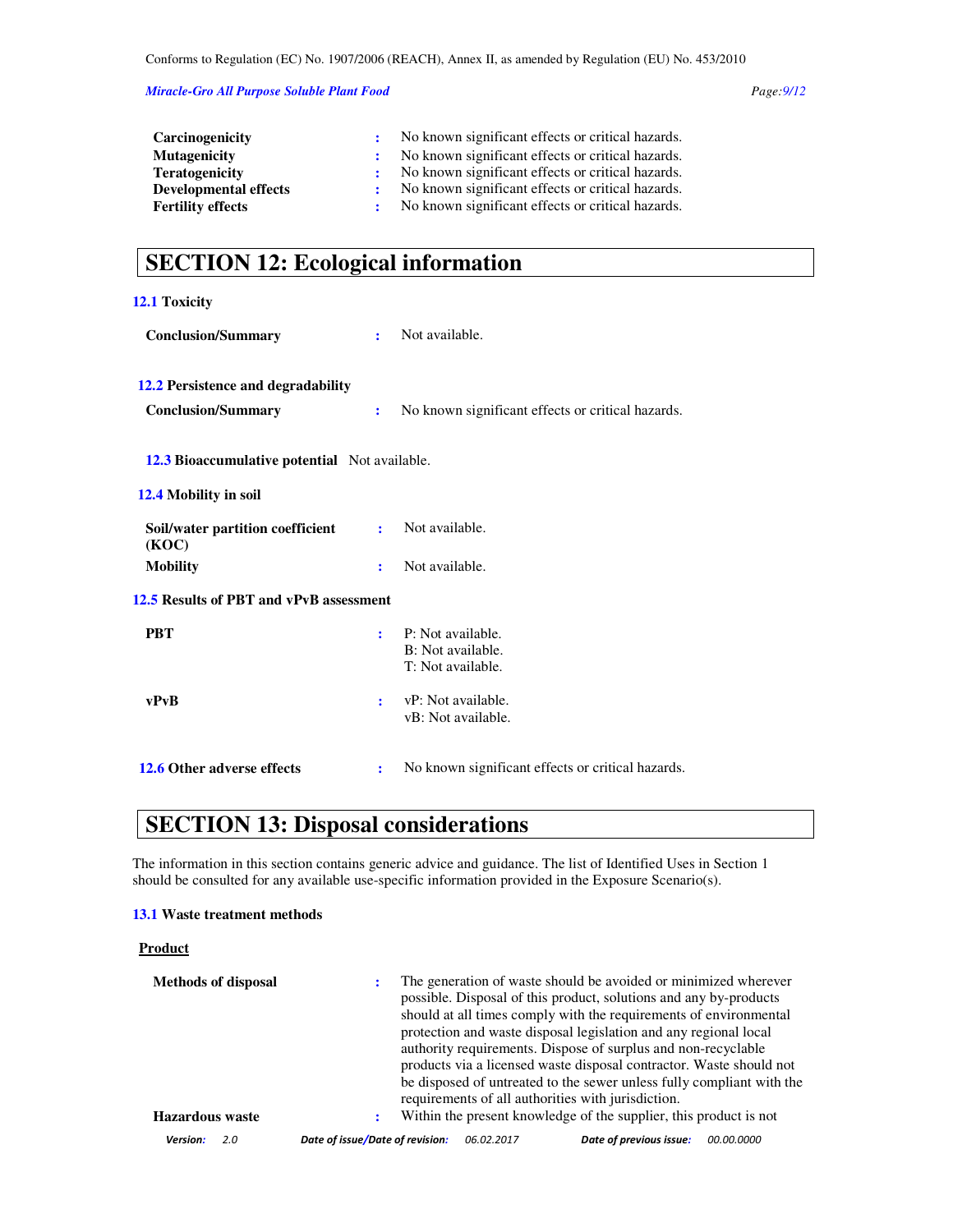| | | |
|---|---|---|
| **Carcinogenicity** | : | No known significant effects or critical hazards. |
| **Mutagenicity** | : | No known significant effects or critical hazards. |
| **Teratogenicity** | : | No known significant effects or critical hazards. |
| **Developmental effects** | : | No known significant effects or critical hazards. |
| **Fertility effects** | : | No known significant effects or critical hazards. |

# SECTION 12: Ecological information

**12.1 Toxicity**

**Conclusion/Summary** : Not available.

**12.2 Persistence and degradability**

**Conclusion/Summary** : No known significant effects or critical hazards.

**12.3 Bioaccumulative potential** Not available.

**12.4 Mobility in soil**

**Soil/water partition coefficient (KOC)** : Not available.

**Mobility** : Not available.

**12.5 Results of PBT and vPvB assessment**

**PBT** : P: Not available.
B: Not available.
T: Not available.

**vPvB** : vP: Not available.
vB: Not available.

**12.6 Other adverse effects** : No known significant effects or critical hazards.

# SECTION 13: Disposal considerations

The information in this section contains generic advice and guidance. The list of Identified Uses in Section 1 should be consulted for any available use-specific information provided in the Exposure Scenario(s).

**13.1 Waste treatment methods**

**Product**

**Methods of disposal** : The generation of waste should be avoided or minimized wherever possible. Disposal of this product, solutions and any by-products should at all times comply with the requirements of environmental protection and waste disposal legislation and any regional local authority requirements. Dispose of surplus and non-recyclable products via a licensed waste disposal contractor. Waste should not be disposed of untreated to the sewer unless fully compliant with the requirements of all authorities with jurisdiction.

**Hazardous waste** : Within the present knowledge of the supplier, this product is not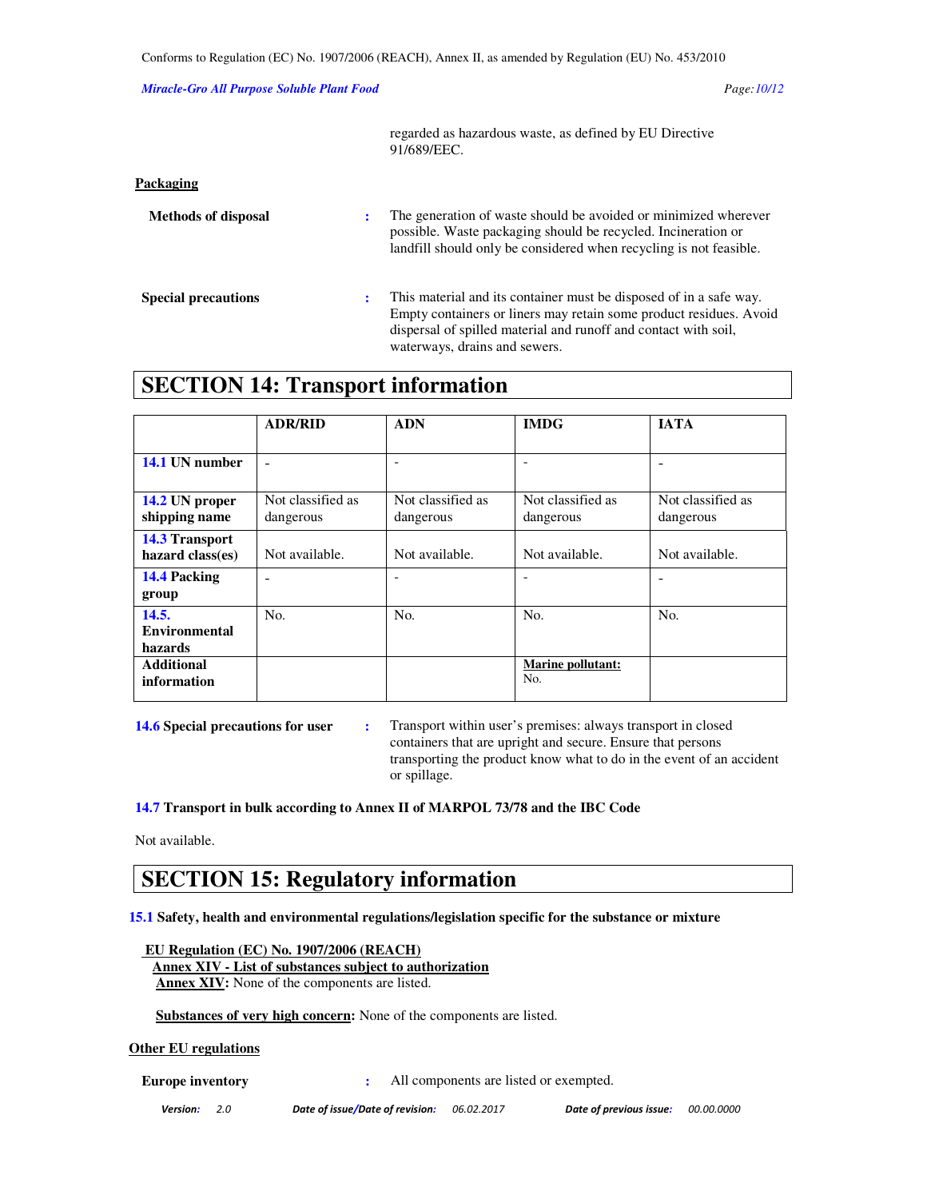regarded as hazardous waste, as defined by EU Directive 91/689/EEC.

**Packaging**

**Methods of disposal** : The generation of waste should be avoided or minimized wherever possible. Waste packaging should be recycled. Incineration or landfill should only be considered when recycling is not feasible.

**Special precautions** : This material and its container must be disposed of in a safe way. Empty containers or liners may retain some product residues. Avoid dispersal of spilled material and runoff and contact with soil, waterways, drains and sewers.

# SECTION 14: Transport information

| | ADR/RID | ADN | IMDG | IATA |
|---|---|---|---|---|
| **14.1 UN number** | - | - | - | - |
| **14.2 UN proper shipping name** | Not classified as dangerous | Not classified as dangerous | Not classified as dangerous | Not classified as dangerous |
| **14.3 Transport hazard class(es)** | Not available. | Not available. | Not available. | Not available. |
| **14.4 Packing group** | - | - | - | - |
| **14.5. Environmental hazards** | No. | No. | No. | No. |
| **Additional information** | | | **Marine pollutant:** No. | |

**14.6 Special precautions for user** : Transport within user's premises: always transport in closed containers that are upright and secure. Ensure that persons transporting the product know what to do in the event of an accident or spillage.

**14.7 Transport in bulk according to Annex II of MARPOL 73/78 and the IBC Code**

Not available.

# SECTION 15: Regulatory information

**15.1 Safety, health and environmental regulations/legislation specific for the substance or mixture**

**EU Regulation (EC) No. 1907/2006 (REACH)**
**Annex XIV - List of substances subject to authorization**
**Annex XIV:** None of the components are listed.

**Substances of very high concern:** None of the components are listed.

**Other EU regulations**

**Europe inventory** : All components are listed or exempted.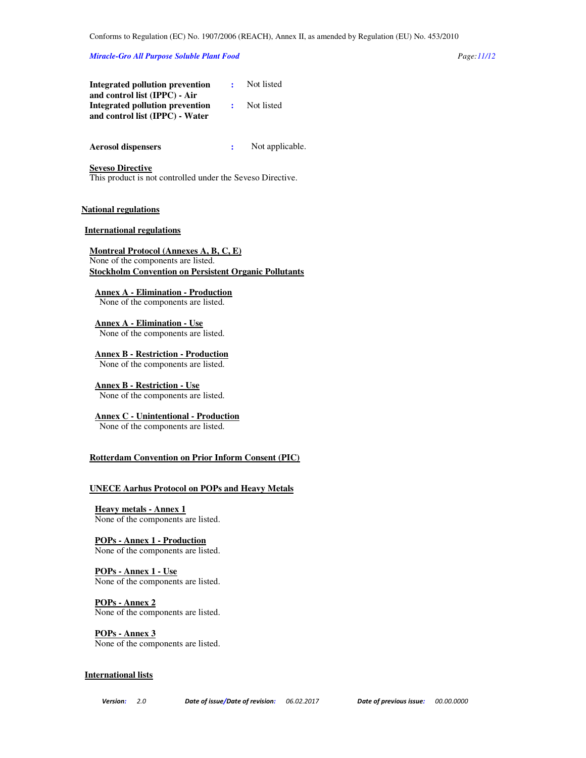**Integrated pollution prevention and control list (IPPC) - Air** : Not listed

**Integrated pollution prevention and control list (IPPC) - Water** : Not listed

**Aerosol dispensers** : Not applicable.

**Seveso Directive**

This product is not controlled under the Seveso Directive.

**National regulations**

**International regulations**

**Montreal Protocol (Annexes A, B, C, E)**

None of the components are listed.

**Stockholm Convention on Persistent Organic Pollutants**

**Annex A - Elimination - Production**

None of the components are listed.

**Annex A - Elimination - Use**

None of the components are listed.

**Annex B - Restriction - Production**

None of the components are listed.

**Annex B - Restriction - Use**

None of the components are listed.

**Annex C - Unintentional - Production**

None of the components are listed.

**Rotterdam Convention on Prior Inform Consent (PIC)**

**UNECE Aarhus Protocol on POPs and Heavy Metals**

**Heavy metals - Annex 1**

None of the components are listed.

**POPs - Annex 1 - Production**

None of the components are listed.

**POPs - Annex 1 - Use**

None of the components are listed.

**POPs - Annex 2**

None of the components are listed.

**POPs - Annex 3**

None of the components are listed.

**International lists**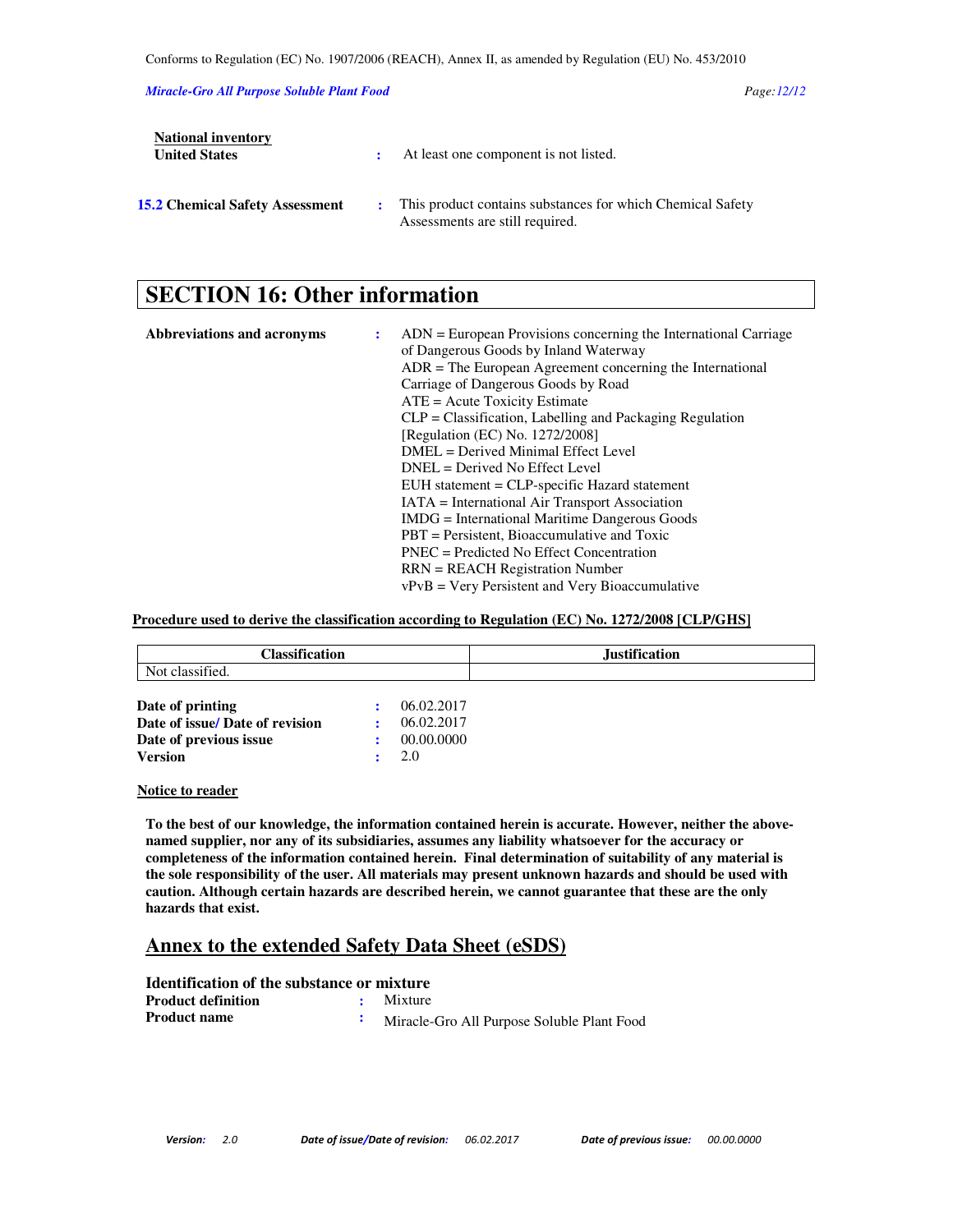**National inventory**
**United States** : At least one component is not listed.

**15.2 Chemical Safety Assessment** : This product contains substances for which Chemical Safety Assessments are still required.

# SECTION 16: Other information

**Abbreviations and acronyms** :

ADN = European Provisions concerning the International Carriage of Dangerous Goods by Inland Waterway
ADR = The European Agreement concerning the International Carriage of Dangerous Goods by Road
ATE = Acute Toxicity Estimate
CLP = Classification, Labelling and Packaging Regulation [Regulation (EC) No. 1272/2008]
DMEL = Derived Minimal Effect Level
DNEL = Derived No Effect Level
EUH statement = CLP-specific Hazard statement
IATA = International Air Transport Association
IMDG = International Maritime Dangerous Goods
PBT = Persistent, Bioaccumulative and Toxic
PNEC = Predicted No Effect Concentration
RRN = REACH Registration Number
vPvB = Very Persistent and Very Bioaccumulative

**Procedure used to derive the classification according to Regulation (EC) No. 1272/2008 [CLP/GHS]**

| Classification | Justification |
|---|---|
| Not classified. | |

**Date of printing** : 06.02.2017
**Date of issue/ Date of revision** : 06.02.2017
**Date of previous issue** : 00.00.0000
**Version** : 2.0

**Notice to reader**

**To the best of our knowledge, the information contained herein is accurate. However, neither the above-named supplier, nor any of its subsidiaries, assumes any liability whatsoever for the accuracy or completeness of the information contained herein. Final determination of suitability of any material is the sole responsibility of the user. All materials may present unknown hazards and should be used with caution. Although certain hazards are described herein, we cannot guarantee that these are the only hazards that exist.**

## Annex to the extended Safety Data Sheet (eSDS)

**Identification of the substance or mixture**
**Product definition** : Mixture
**Product name** : Miracle-Gro All Purpose Soluble Plant Food